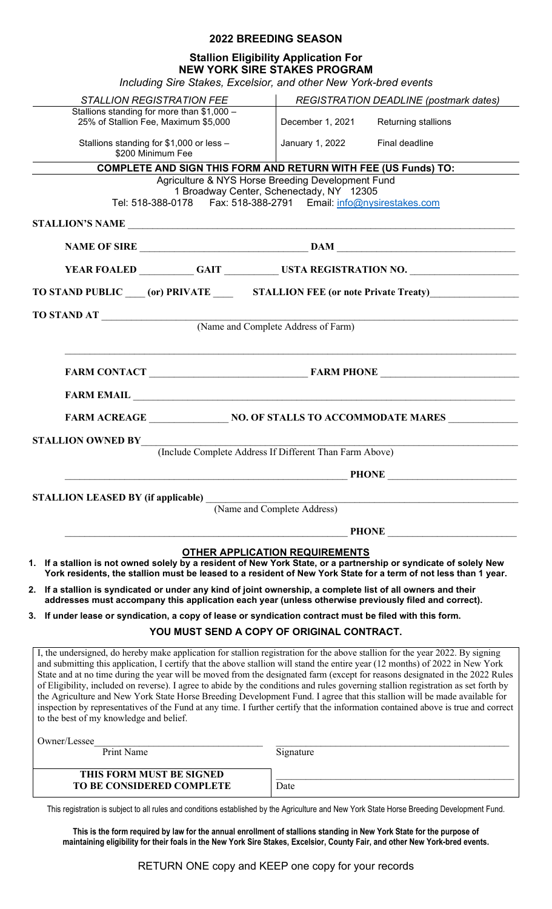# 2022 BREEDING SEASON

## Stallion Eligibility Application For NEW YORK SIRE STAKES PROGRAM

*Including Sire Stakes, Excelsior, and other New York-bred events*

| *STALLION REGISTRATION FEE* | *REGISTRATION DEADLINE (postmark dates)* | |
|---|---|---|
| Stallions standing for more than $1,000 – 25% of Stallion Fee, Maximum $5,000 | December 1, 2021 | Returning stallions |
| Stallions standing for $1,000 or less – $200 Minimum Fee | January 1, 2022 | Final deadline |

**COMPLETE AND SIGN THIS FORM AND RETURN WITH FEE (US Funds) TO:**

Agriculture & NYS Horse Breeding Development Fund
1 Broadway Center, Schenectady, NY 12305
Tel: 518-388-0178 Fax: 518-388-2791 Email: info@nysirestakes.com

**STALLION'S NAME** ______________________________

**NAME OF SIRE** ______________________________ **DAM** ______________________________

**YEAR FOALED** __________ **GAIT** __________ **USTA REGISTRATION NO.** ______________________________

**TO STAND PUBLIC** ____ **(or) PRIVATE** ____ **STALLION FEE (or note Private Treaty)** ______________________________

**TO STAND AT** ______________________________
(Name and Complete Address of Farm)

______________________________

**FARM CONTACT** ______________________________ **FARM PHONE** ______________________________

**FARM EMAIL** ______________________________

**FARM ACREAGE** ______________ **NO. OF STALLS TO ACCOMMODATE MARES** ______________

**STALLION OWNED BY** ______________________________
(Include Complete Address If Different Than Farm Above)

______________________________ **PHONE** ______________________________

**STALLION LEASED BY (if applicable)** ______________________________
(Name and Complete Address)

______________________________ **PHONE** ______________________________

### OTHER APPLICATION REQUIREMENTS

1. **If a stallion is not owned solely by a resident of New York State, or a partnership or syndicate of solely New York residents, the stallion must be leased to a resident of New York State for a term of not less than 1 year.**
2. **If a stallion is syndicated or under any kind of joint ownership, a complete list of all owners and their addresses must accompany this application each year (unless otherwise previously filed and correct).**
3. **If under lease or syndication, a copy of lease or syndication contract must be filed with this form.**

**YOU MUST SEND A COPY OF ORIGINAL CONTRACT.**

I, the undersigned, do hereby make application for stallion registration for the above stallion for the year 2022. By signing and submitting this application, I certify that the above stallion will stand the entire year (12 months) of 2022 in New York State and at no time during the year will be moved from the designated farm (except for reasons designated in the 2022 Rules of Eligibility, included on reverse). I agree to abide by the conditions and rules governing stallion registration as set forth by the Agriculture and New York State Horse Breeding Development Fund. I agree that this stallion will be made available for inspection by representatives of the Fund at any time. I further certify that the information contained above is true and correct to the best of my knowledge and belief.

Owner/Lessee ______________________________ ______________________________
Print Name Signature

**THIS FORM MUST BE SIGNED TO BE CONSIDERED COMPLETE** ______________________________
Date

This registration is subject to all rules and conditions established by the Agriculture and New York State Horse Breeding Development Fund.

**This is the form required by law for the annual enrollment of stallions standing in New York State for the purpose of maintaining eligibility for their foals in the New York Sire Stakes, Excelsior, County Fair, and other New York-bred events.**

RETURN ONE copy and KEEP one copy for your records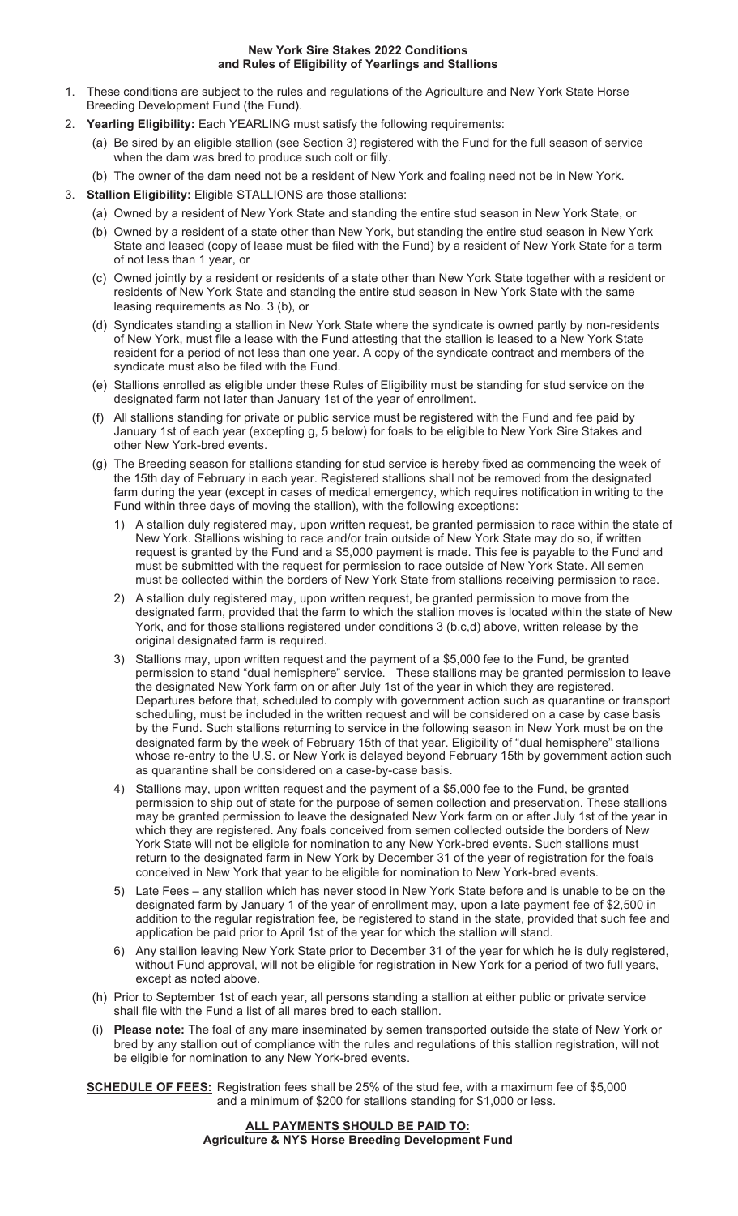**New York Sire Stakes 2022 Conditions and Rules of Eligibility of Yearlings and Stallions**

1. These conditions are subject to the rules and regulations of the Agriculture and New York State Horse Breeding Development Fund (the Fund).
2. **Yearling Eligibility:** Each YEARLING must satisfy the following requirements:
   (a) Be sired by an eligible stallion (see Section 3) registered with the Fund for the full season of service when the dam was bred to produce such colt or filly.
   (b) The owner of the dam need not be a resident of New York and foaling need not be in New York.
3. **Stallion Eligibility:** Eligible STALLIONS are those stallions:
   (a) Owned by a resident of New York State and standing the entire stud season in New York State, or
   (b) Owned by a resident of a state other than New York, but standing the entire stud season in New York State and leased (copy of lease must be filed with the Fund) by a resident of New York State for a term of not less than 1 year, or
   (c) Owned jointly by a resident or residents of a state other than New York State together with a resident or residents of New York State and standing the entire stud season in New York State with the same leasing requirements as No. 3 (b), or
   (d) Syndicates standing a stallion in New York State where the syndicate is owned partly by non-residents of New York, must file a lease with the Fund attesting that the stallion is leased to a New York State resident for a period of not less than one year. A copy of the syndicate contract and members of the syndicate must also be filed with the Fund.
   (e) Stallions enrolled as eligible under these Rules of Eligibility must be standing for stud service on the designated farm not later than January 1st of the year of enrollment.
   (f) All stallions standing for private or public service must be registered with the Fund and fee paid by January 1st of each year (excepting g, 5 below) for foals to be eligible to New York Sire Stakes and other New York-bred events.
   (g) The Breeding season for stallions standing for stud service is hereby fixed as commencing the week of the 15th day of February in each year. Registered stallions shall not be removed from the designated farm during the year (except in cases of medical emergency, which requires notification in writing to the Fund within three days of moving the stallion), with the following exceptions:
      1) A stallion duly registered may, upon written request, be granted permission to race within the state of New York. Stallions wishing to race and/or train outside of New York State may do so, if written request is granted by the Fund and a $5,000 payment is made. This fee is payable to the Fund and must be submitted with the request for permission to race outside of New York State. All semen must be collected within the borders of New York State from stallions receiving permission to race.
      2) A stallion duly registered may, upon written request, be granted permission to move from the designated farm, provided that the farm to which the stallion moves is located within the state of New York, and for those stallions registered under conditions 3 (b,c,d) above, written release by the original designated farm is required.
      3) Stallions may, upon written request and the payment of a $5,000 fee to the Fund, be granted permission to stand "dual hemisphere" service. These stallions may be granted permission to leave the designated New York farm on or after July 1st of the year in which they are registered. Departures before that, scheduled to comply with government action such as quarantine or transport scheduling, must be included in the written request and will be considered on a case by case basis by the Fund. Such stallions returning to service in the following season in New York must be on the designated farm by the week of February 15th of that year. Eligibility of "dual hemisphere" stallions whose re-entry to the U.S. or New York is delayed beyond February 15th by government action such as quarantine shall be considered on a case-by-case basis.
      4) Stallions may, upon written request and the payment of a $5,000 fee to the Fund, be granted permission to ship out of state for the purpose of semen collection and preservation. These stallions may be granted permission to leave the designated New York farm on or after July 1st of the year in which they are registered. Any foals conceived from semen collected outside the borders of New York State will not be eligible for nomination to any New York-bred events. Such stallions must return to the designated farm in New York by December 31 of the year of registration for the foals conceived in New York that year to be eligible for nomination to New York-bred events.
      5) Late Fees – any stallion which has never stood in New York State before and is unable to be on the designated farm by January 1 of the year of enrollment may, upon a late payment fee of $2,500 in addition to the regular registration fee, be registered to stand in the state, provided that such fee and application be paid prior to April 1st of the year for which the stallion will stand.
      6) Any stallion leaving New York State prior to December 31 of the year for which he is duly registered, without Fund approval, will not be eligible for registration in New York for a period of two full years, except as noted above.
   (h) Prior to September 1st of each year, all persons standing a stallion at either public or private service shall file with the Fund a list of all mares bred to each stallion.
   (i) **Please note:** The foal of any mare inseminated by semen transported outside the state of New York or bred by any stallion out of compliance with the rules and regulations of this stallion registration, will not be eligible for nomination to any New York-bred events.

**SCHEDULE OF FEES:** Registration fees shall be 25% of the stud fee, with a maximum fee of $5,000 and a minimum of $200 for stallions standing for $1,000 or less.

**ALL PAYMENTS SHOULD BE PAID TO:**
**Agriculture & NYS Horse Breeding Development Fund**